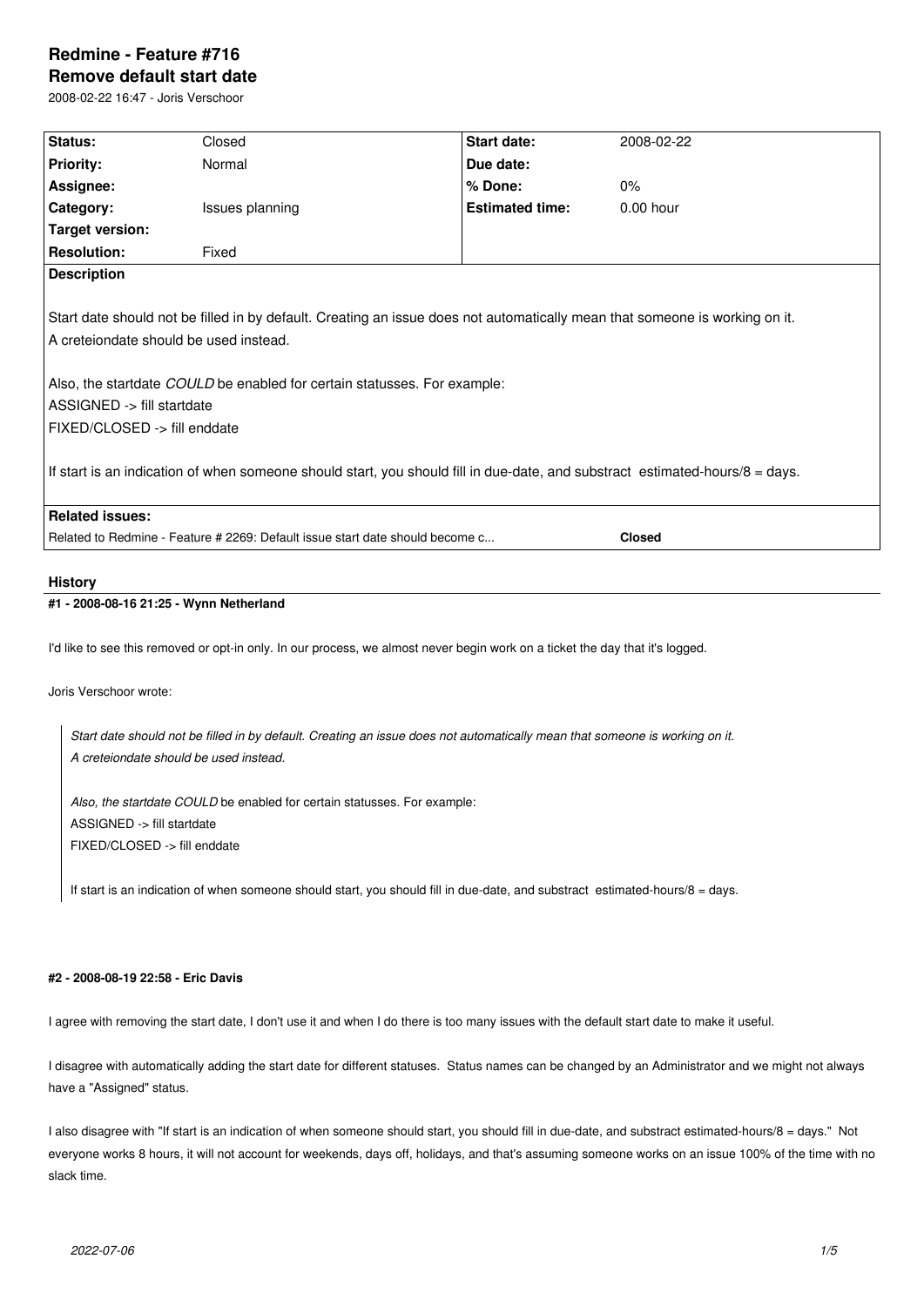# Redmine - Feature #716

## Remove default start date

2008-02-22 16:47 - Joris Verschoor

| | | | |
|---|---|---|---|
| **Status:** | Closed | **Start date:** | 2008-02-22 |
| **Priority:** | Normal | **Due date:** | |
| **Assignee:** | | **% Done:** | 0% |
| **Category:** | Issues planning | **Estimated time:** | 0.00 hour |
| **Target version:** | | | |
| **Resolution:** | Fixed | | |

**Description**

Start date should not be filled in by default. Creating an issue does not automatically mean that someone is working on it.
A creteiondate should be used instead.

Also, the startdate *COULD* be enabled for certain statusses. For example:
ASSIGNED -> fill startdate
FIXED/CLOSED -> fill enddate

If start is an indication of when someone should start, you should fill in due-date, and substract estimated-hours/8 = days.

**Related issues:**

| | |
|---|---|
| Related to Redmine - Feature # 2269: Default issue start date should become c... | **Closed** |

## History

#### #1 - 2008-08-16 21:25 - Wynn Netherland

I'd like to see this removed or opt-in only. In our process, we almost never begin work on a ticket the day that it's logged.

Joris Verschoor wrote:

> *Start date should not be filled in by default. Creating an issue does not automatically mean that someone is working on it.*
> *A creteiondate should be used instead.*
>
> *Also, the startdate COULD* be enabled for certain statusses. For example:
> ASSIGNED -> fill startdate
> FIXED/CLOSED -> fill enddate
>
> If start is an indication of when someone should start, you should fill in due-date, and substract estimated-hours/8 = days.

#### #2 - 2008-08-19 22:58 - Eric Davis

I agree with removing the start date, I don't use it and when I do there is too many issues with the default start date to make it useful.

I disagree with automatically adding the start date for different statuses. Status names can be changed by an Administrator and we might not always have a "Assigned" status.

I also disagree with "If start is an indication of when someone should start, you should fill in due-date, and substract estimated-hours/8 = days." Not everyone works 8 hours, it will not account for weekends, days off, holidays, and that's assuming someone works on an issue 100% of the time with no slack time.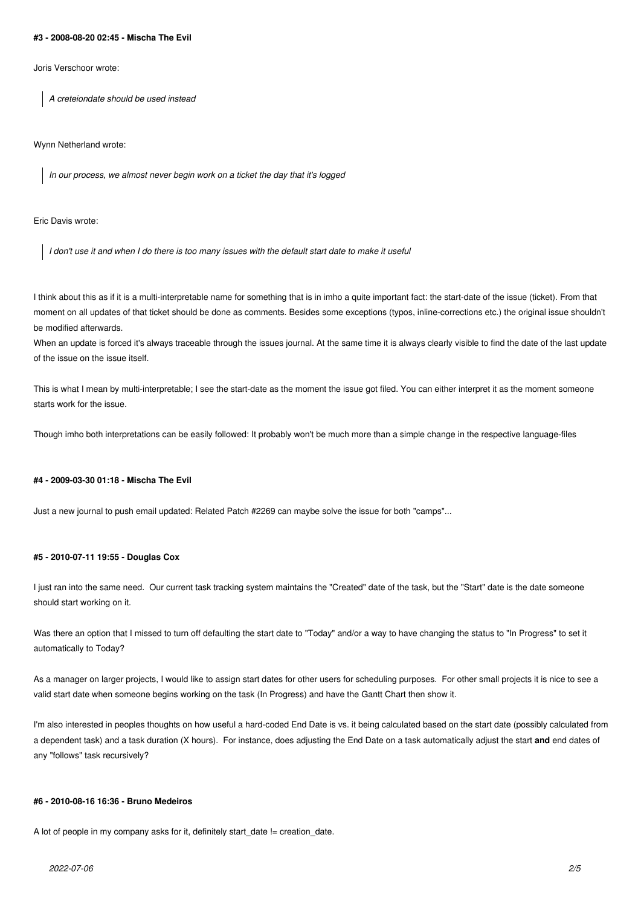#### #3 - 2008-08-20 02:45 - Mischa The Evil

Joris Verschoor wrote:

> *A creteiondate should be used instead*

Wynn Netherland wrote:

> *In our process, we almost never begin work on a ticket the day that it's logged*

Eric Davis wrote:

> *I don't use it and when I do there is too many issues with the default start date to make it useful*

I think about this as if it is a multi-interpretable name for something that is in imho a quite important fact: the start-date of the issue (ticket). From that moment on all updates of that ticket should be done as comments. Besides some exceptions (typos, inline-corrections etc.) the original issue shouldn't be modified afterwards.
When an update is forced it's always traceable through the issues journal. At the same time it is always clearly visible to find the date of the last update of the issue on the issue itself.

This is what I mean by multi-interpretable; I see the start-date as the moment the issue got filed. You can either interpret it as the moment someone starts work for the issue.

Though imho both interpretations can be easily followed: It probably won't be much more than a simple change in the respective language-files

#### #4 - 2009-03-30 01:18 - Mischa The Evil

Just a new journal to push email updated: Related Patch #2269 can maybe solve the issue for both "camps"...

#### #5 - 2010-07-11 19:55 - Douglas Cox

I just ran into the same need. Our current task tracking system maintains the "Created" date of the task, but the "Start" date is the date someone should start working on it.

Was there an option that I missed to turn off defaulting the start date to "Today" and/or a way to have changing the status to "In Progress" to set it automatically to Today?

As a manager on larger projects, I would like to assign start dates for other users for scheduling purposes. For other small projects it is nice to see a valid start date when someone begins working on the task (In Progress) and have the Gantt Chart then show it.

I'm also interested in peoples thoughts on how useful a hard-coded End Date is vs. it being calculated based on the start date (possibly calculated from a dependent task) and a task duration (X hours). For instance, does adjusting the End Date on a task automatically adjust the start **and** end dates of any "follows" task recursively?

#### #6 - 2010-08-16 16:36 - Bruno Medeiros

A lot of people in my company asks for it, definitely start_date != creation_date.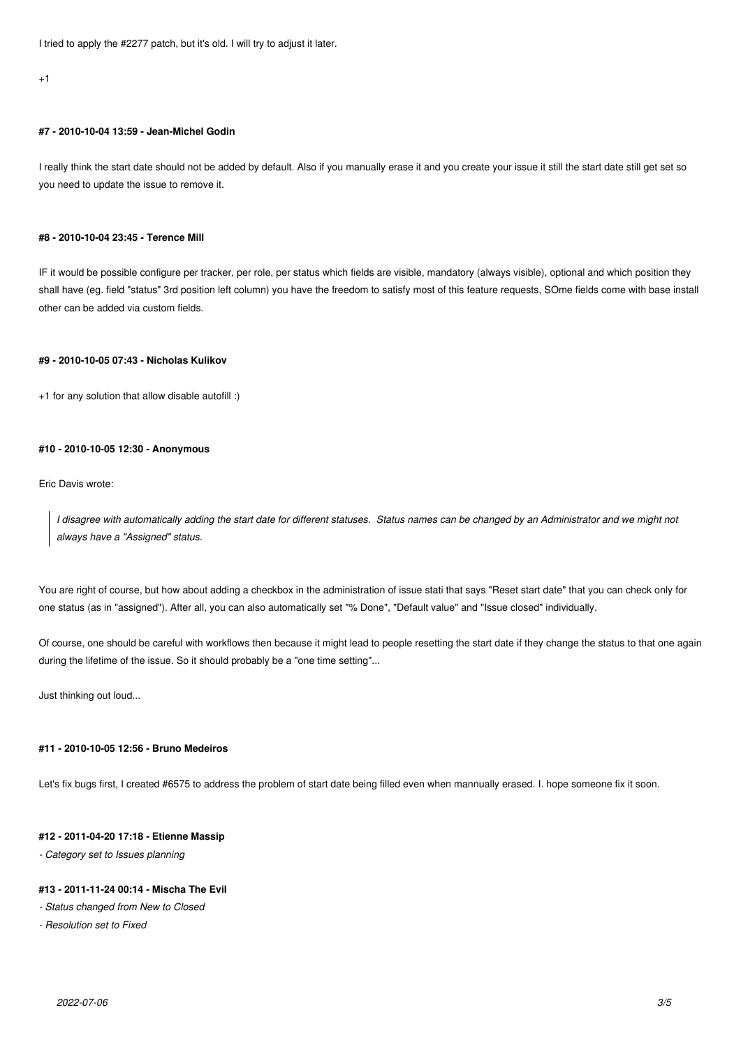I tried to apply the #2277 patch, but it's old. I will try to adjust it later.

+1

#### #7 - 2010-10-04 13:59 - Jean-Michel Godin

I really think the start date should not be added by default. Also if you manually erase it and you create your issue it still the start date still get set so you need to update the issue to remove it.

#### #8 - 2010-10-04 23:45 - Terence Mill

IF it would be possible configure per tracker, per role, per status which fields are visible, mandatory (always visible), optional and which position they shall have (eg. field "status" 3rd position left column) you have the freedom to satisfy most of this feature requests, SOme fields come with base install other can be added via custom fields.

#### #9 - 2010-10-05 07:43 - Nicholas Kulikov

+1 for any solution that allow disable autofill :)

#### #10 - 2010-10-05 12:30 - Anonymous

Eric Davis wrote:

> *I disagree with automatically adding the start date for different statuses. Status names can be changed by an Administrator and we might not always have a "Assigned" status.*

You are right of course, but how about adding a checkbox in the administration of issue stati that says "Reset start date" that you can check only for one status (as in "assigned"). After all, you can also automatically set "% Done", "Default value" and "Issue closed" individually.

Of course, one should be careful with workflows then because it might lead to people resetting the start date if they change the status to that one again during the lifetime of the issue. So it should probably be a "one time setting"...

Just thinking out loud...

#### #11 - 2010-10-05 12:56 - Bruno Medeiros

Let's fix bugs first, I created #6575 to address the problem of start date being filled even when mannually erased. I. hope someone fix it soon.

#### #12 - 2011-04-20 17:18 - Etienne Massip

*- Category set to Issues planning*

#### #13 - 2011-11-24 00:14 - Mischa The Evil

*- Status changed from New to Closed*

*- Resolution set to Fixed*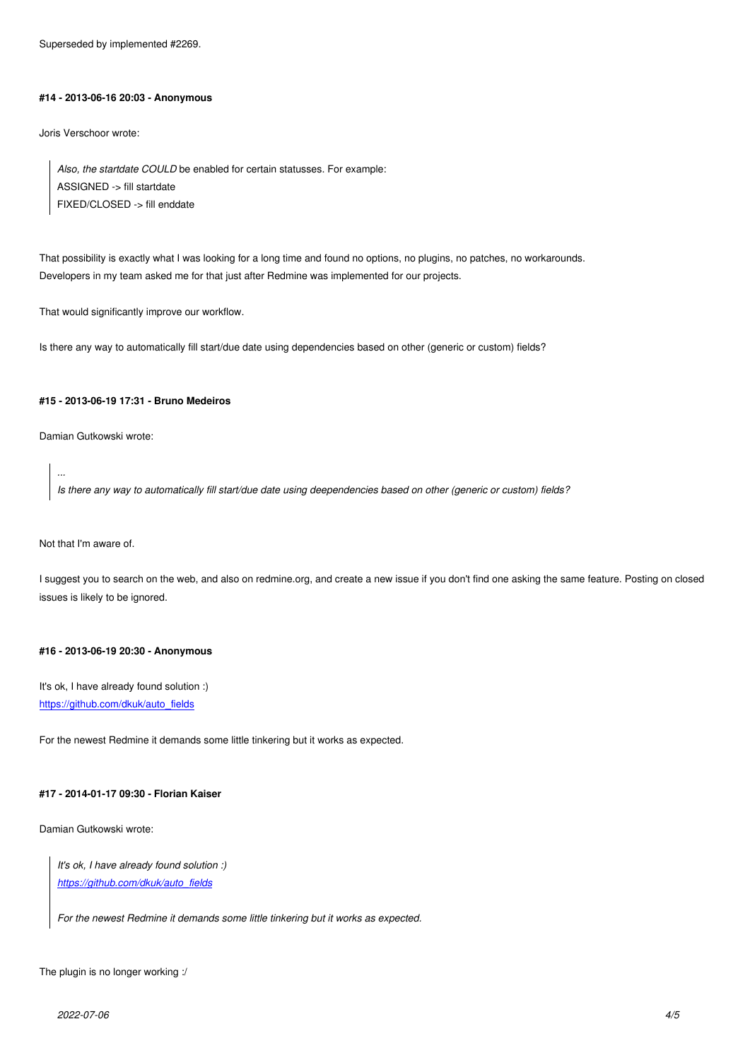Superseded by implemented #2269.

#### #14 - 2013-06-16 20:03 - Anonymous

Joris Verschoor wrote:

> *Also, the startdate COULD* be enabled for certain statusses. For example:
> ASSIGNED -> fill startdate
> FIXED/CLOSED -> fill enddate

That possibility is exactly what I was looking for a long time and found no options, no plugins, no patches, no workarounds.
Developers in my team asked me for that just after Redmine was implemented for our projects.

That would significantly improve our workflow.

Is there any way to automatically fill start/due date using dependencies based on other (generic or custom) fields?

#### #15 - 2013-06-19 17:31 - Bruno Medeiros

Damian Gutkowski wrote:

> *...*
> *Is there any way to automatically fill start/due date using deependencies based on other (generic or custom) fields?*

Not that I'm aware of.

I suggest you to search on the web, and also on redmine.org, and create a new issue if you don't find one asking the same feature. Posting on closed issues is likely to be ignored.

#### #16 - 2013-06-19 20:30 - Anonymous

It's ok, I have already found solution :)
[https://github.com/dkuk/auto_fields](https://github.com/dkuk/auto_fields)

For the newest Redmine it demands some little tinkering but it works as expected.

#### #17 - 2014-01-17 09:30 - Florian Kaiser

Damian Gutkowski wrote:

> *It's ok, I have already found solution :)*
> *[https://github.com/dkuk/auto_fields](https://github.com/dkuk/auto_fields)*
>
> *For the newest Redmine it demands some little tinkering but it works as expected.*

The plugin is no longer working :/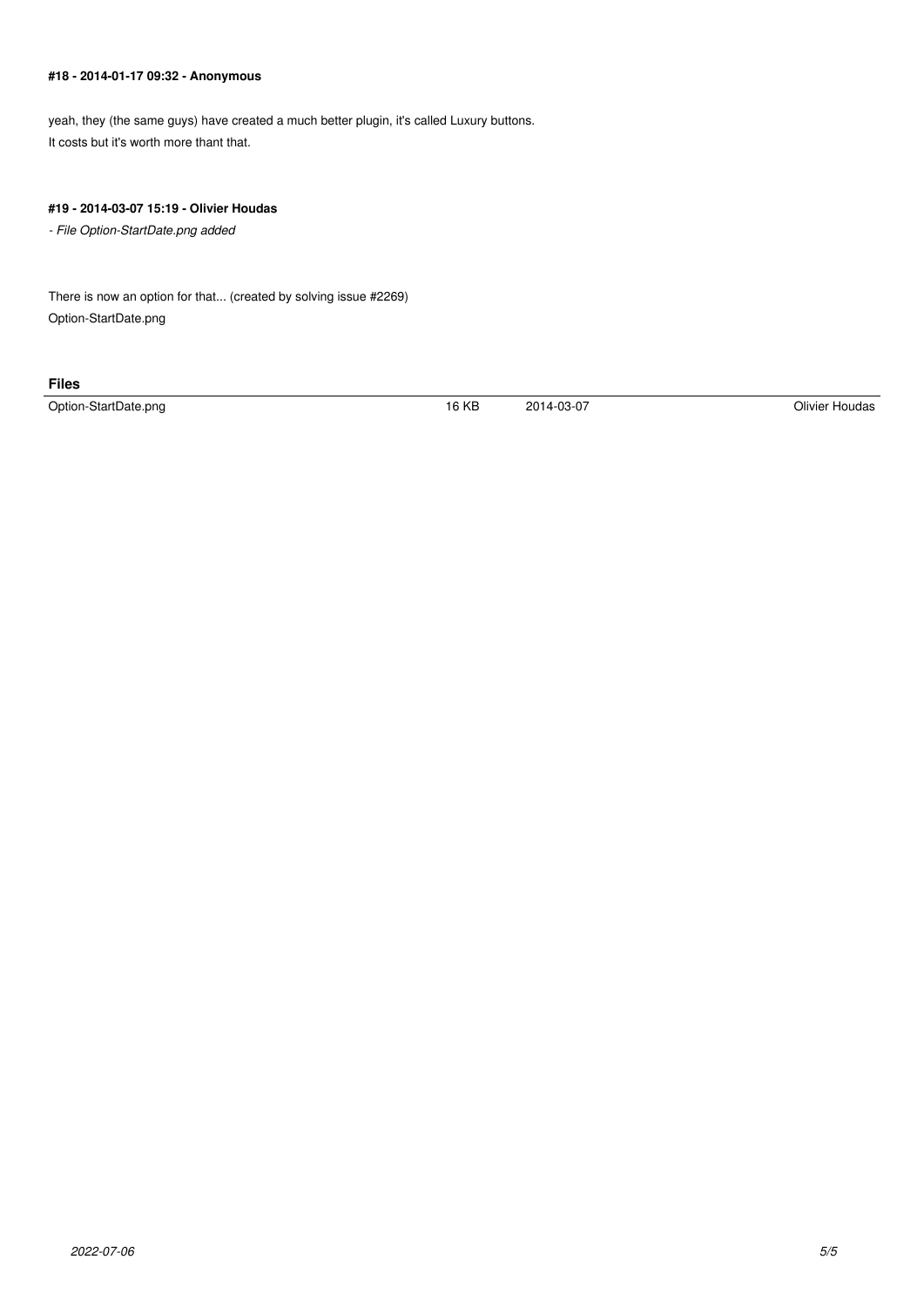#### #18 - 2014-01-17 09:32 - Anonymous

yeah, they (the same guys) have created a much better plugin, it's called Luxury buttons.
It costs but it's worth more thant that.

#### #19 - 2014-03-07 15:19 - Olivier Houdas

*- File Option-StartDate.png added*

There is now an option for that... (created by solving issue #2269)
Option-StartDate.png

**Files**

| | | | |
|---|---|---|---|
| Option-StartDate.png | 16 KB | 2014-03-07 | Olivier Houdas |